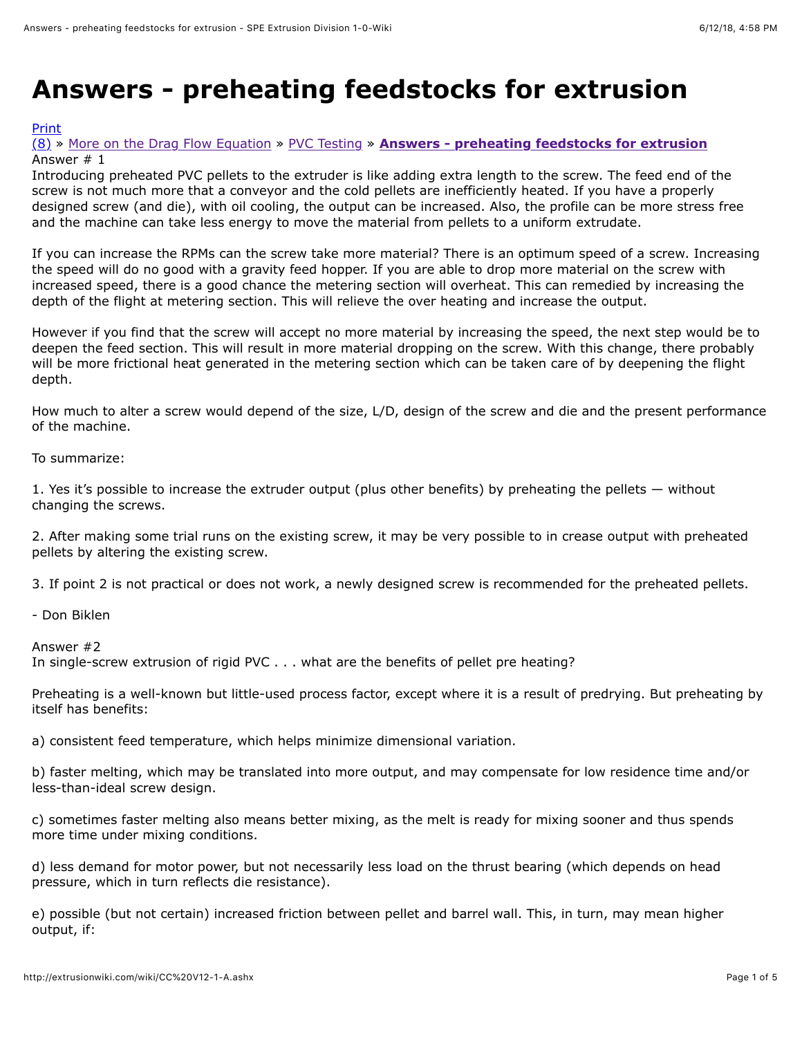# Answers - preheating feedstocks for extrusion

Print
(8) » More on the Drag Flow Equation » PVC Testing » **Answers - preheating feedstocks for extrusion**

Answer # 1

Introducing preheated PVC pellets to the extruder is like adding extra length to the screw. The feed end of the screw is not much more that a conveyor and the cold pellets are inefficiently heated. If you have a properly designed screw (and die), with oil cooling, the output can be increased. Also, the profile can be more stress free and the machine can take less energy to move the material from pellets to a uniform extrudate.

If you can increase the RPMs can the screw take more material? There is an optimum speed of a screw. Increasing the speed will do no good with a gravity feed hopper. If you are able to drop more material on the screw with increased speed, there is a good chance the metering section will overheat. This can remedied by increasing the depth of the flight at metering section. This will relieve the over heating and increase the output.

However if you find that the screw will accept no more material by increasing the speed, the next step would be to deepen the feed section. This will result in more material dropping on the screw. With this change, there probably will be more frictional heat generated in the metering section which can be taken care of by deepening the flight depth.

How much to alter a screw would depend of the size, L/D, design of the screw and die and the present performance of the machine.

To summarize:

1. Yes it's possible to increase the extruder output (plus other benefits) by preheating the pellets — without changing the screws.

2. After making some trial runs on the existing screw, it may be very possible to in crease output with preheated pellets by altering the existing screw.

3. If point 2 is not practical or does not work, a newly designed screw is recommended for the preheated pellets.

\- Don Biklen

Answer #2

In single-screw extrusion of rigid PVC . . . what are the benefits of pellet pre heating?

Preheating is a well-known but little-used process factor, except where it is a result of predrying. But preheating by itself has benefits:

a) consistent feed temperature, which helps minimize dimensional variation.

b) faster melting, which may be translated into more output, and may compensate for low residence time and/or less-than-ideal screw design.

c) sometimes faster melting also means better mixing, as the melt is ready for mixing sooner and thus spends more time under mixing conditions.

d) less demand for motor power, but not necessarily less load on the thrust bearing (which depends on head pressure, which in turn reflects die resistance).

e) possible (but not certain) increased friction between pellet and barrel wall. This, in turn, may mean higher output, if: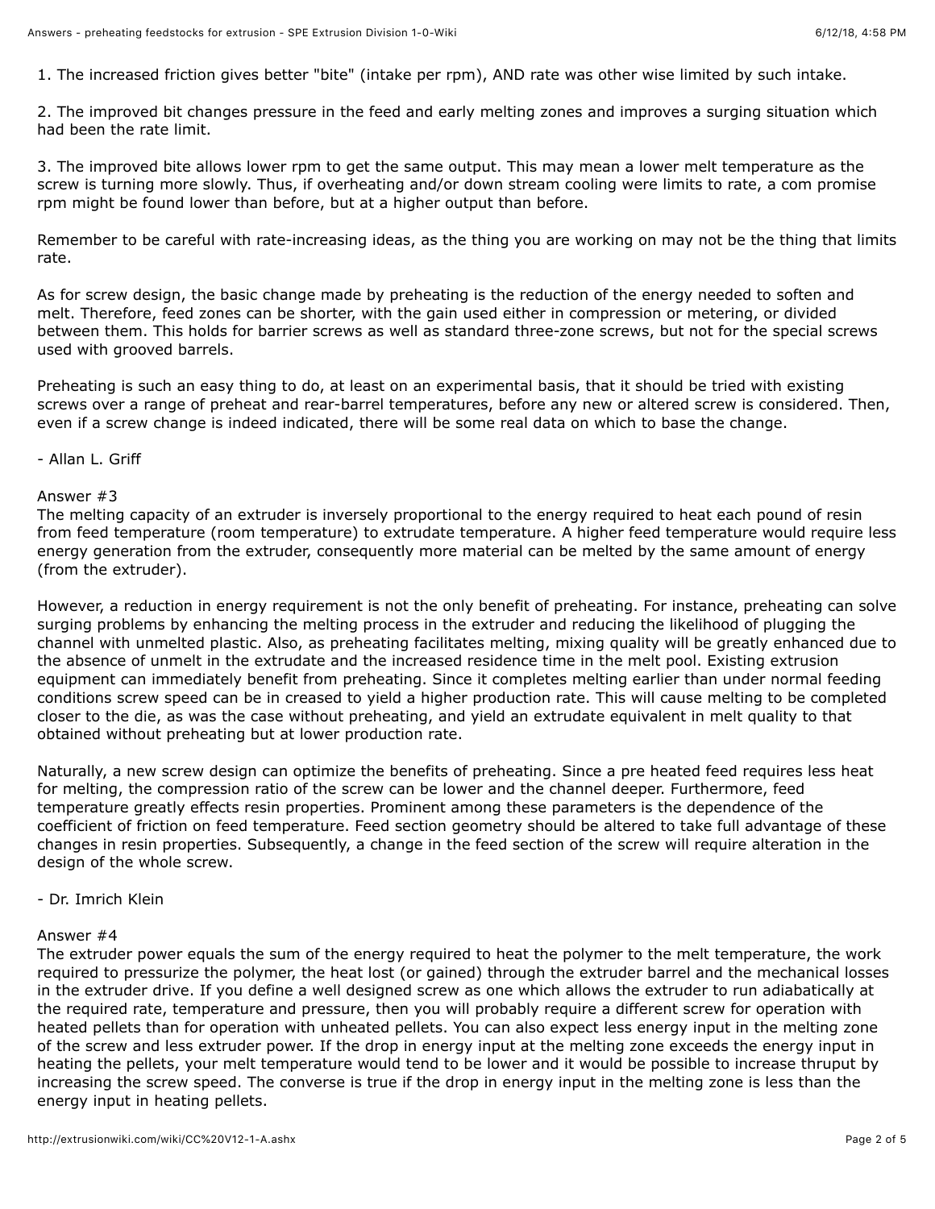1. The increased friction gives better "bite" (intake per rpm), AND rate was other wise limited by such intake.

2. The improved bit changes pressure in the feed and early melting zones and improves a surging situation which had been the rate limit.

3. The improved bite allows lower rpm to get the same output. This may mean a lower melt temperature as the screw is turning more slowly. Thus, if overheating and/or down stream cooling were limits to rate, a com promise rpm might be found lower than before, but at a higher output than before.

Remember to be careful with rate-increasing ideas, as the thing you are working on may not be the thing that limits rate.

As for screw design, the basic change made by preheating is the reduction of the energy needed to soften and melt. Therefore, feed zones can be shorter, with the gain used either in compression or metering, or divided between them. This holds for barrier screws as well as standard three-zone screws, but not for the special screws used with grooved barrels.

Preheating is such an easy thing to do, at least on an experimental basis, that it should be tried with existing screws over a range of preheat and rear-barrel temperatures, before any new or altered screw is considered. Then, even if a screw change is indeed indicated, there will be some real data on which to base the change.

- Allan L. Griff

Answer #3

The melting capacity of an extruder is inversely proportional to the energy required to heat each pound of resin from feed temperature (room temperature) to extrudate temperature. A higher feed temperature would require less energy generation from the extruder, consequently more material can be melted by the same amount of energy (from the extruder).

However, a reduction in energy requirement is not the only benefit of preheating. For instance, preheating can solve surging problems by enhancing the melting process in the extruder and reducing the likelihood of plugging the channel with unmelted plastic. Also, as preheating facilitates melting, mixing quality will be greatly enhanced due to the absence of unmelt in the extrudate and the increased residence time in the melt pool. Existing extrusion equipment can immediately benefit from preheating. Since it completes melting earlier than under normal feeding conditions screw speed can be in creased to yield a higher production rate. This will cause melting to be completed closer to the die, as was the case without preheating, and yield an extrudate equivalent in melt quality to that obtained without preheating but at lower production rate.

Naturally, a new screw design can optimize the benefits of preheating. Since a pre heated feed requires less heat for melting, the compression ratio of the screw can be lower and the channel deeper. Furthermore, feed temperature greatly effects resin properties. Prominent among these parameters is the dependence of the coefficient of friction on feed temperature. Feed section geometry should be altered to take full advantage of these changes in resin properties. Subsequently, a change in the feed section of the screw will require alteration in the design of the whole screw.

- Dr. Imrich Klein

Answer #4

The extruder power equals the sum of the energy required to heat the polymer to the melt temperature, the work required to pressurize the polymer, the heat lost (or gained) through the extruder barrel and the mechanical losses in the extruder drive. If you define a well designed screw as one which allows the extruder to run adiabatically at the required rate, temperature and pressure, then you will probably require a different screw for operation with heated pellets than for operation with unheated pellets. You can also expect less energy input in the melting zone of the screw and less extruder power. If the drop in energy input at the melting zone exceeds the energy input in heating the pellets, your melt temperature would tend to be lower and it would be possible to increase thruput by increasing the screw speed. The converse is true if the drop in energy input in the melting zone is less than the energy input in heating pellets.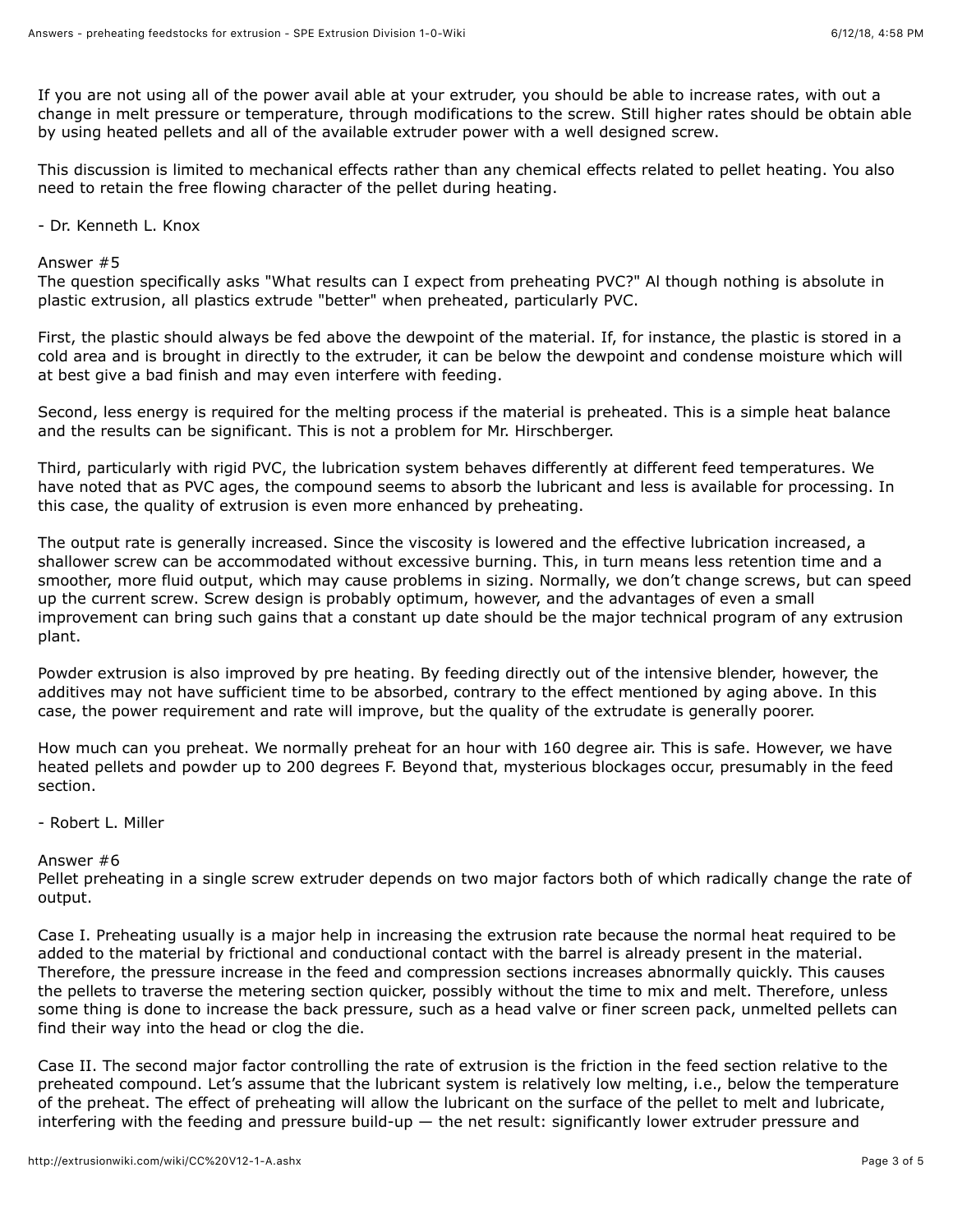If you are not using all of the power avail able at your extruder, you should be able to increase rates, with out a change in melt pressure or temperature, through modifications to the screw. Still higher rates should be obtain able by using heated pellets and all of the available extruder power with a well designed screw.

This discussion is limited to mechanical effects rather than any chemical effects related to pellet heating. You also need to retain the free flowing character of the pellet during heating.

- Dr. Kenneth L. Knox

Answer #5
The question specifically asks "What results can I expect from preheating PVC?" Al though nothing is absolute in plastic extrusion, all plastics extrude "better" when preheated, particularly PVC.

First, the plastic should always be fed above the dewpoint of the material. If, for instance, the plastic is stored in a cold area and is brought in directly to the extruder, it can be below the dewpoint and condense moisture which will at best give a bad finish and may even interfere with feeding.

Second, less energy is required for the melting process if the material is preheated. This is a simple heat balance and the results can be significant. This is not a problem for Mr. Hirschberger.

Third, particularly with rigid PVC, the lubrication system behaves differently at different feed temperatures. We have noted that as PVC ages, the compound seems to absorb the lubricant and less is available for processing. In this case, the quality of extrusion is even more enhanced by preheating.

The output rate is generally increased. Since the viscosity is lowered and the effective lubrication increased, a shallower screw can be accommodated without excessive burning. This, in turn means less retention time and a smoother, more fluid output, which may cause problems in sizing. Normally, we don't change screws, but can speed up the current screw. Screw design is probably optimum, however, and the advantages of even a small improvement can bring such gains that a constant up date should be the major technical program of any extrusion plant.

Powder extrusion is also improved by pre heating. By feeding directly out of the intensive blender, however, the additives may not have sufficient time to be absorbed, contrary to the effect mentioned by aging above. In this case, the power requirement and rate will improve, but the quality of the extrudate is generally poorer.

How much can you preheat. We normally preheat for an hour with 160 degree air. This is safe. However, we have heated pellets and powder up to 200 degrees F. Beyond that, mysterious blockages occur, presumably in the feed section.

- Robert L. Miller

Answer #6
Pellet preheating in a single screw extruder depends on two major factors both of which radically change the rate of output.

Case I. Preheating usually is a major help in increasing the extrusion rate because the normal heat required to be added to the material by frictional and conductional contact with the barrel is already present in the material. Therefore, the pressure increase in the feed and compression sections increases abnormally quickly. This causes the pellets to traverse the metering section quicker, possibly without the time to mix and melt. Therefore, unless some thing is done to increase the back pressure, such as a head valve or finer screen pack, unmelted pellets can find their way into the head or clog the die.

Case II. The second major factor controlling the rate of extrusion is the friction in the feed section relative to the preheated compound. Let's assume that the lubricant system is relatively low melting, i.e., below the temperature of the preheat. The effect of preheating will allow the lubricant on the surface of the pellet to melt and lubricate, interfering with the feeding and pressure build-up — the net result: significantly lower extruder pressure and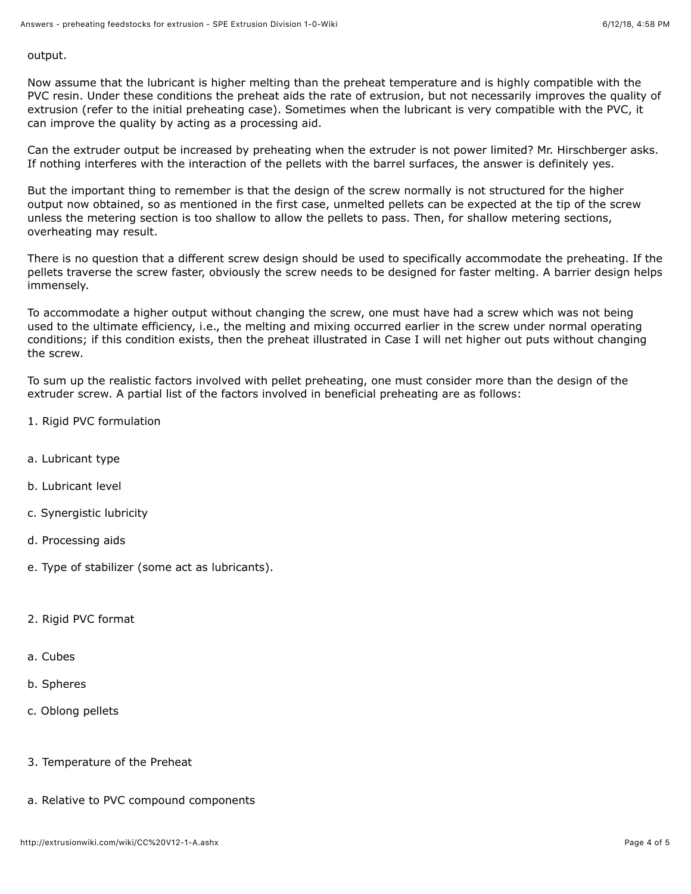output.

Now assume that the lubricant is higher melting than the preheat temperature and is highly compatible with the PVC resin. Under these conditions the preheat aids the rate of extrusion, but not necessarily improves the quality of extrusion (refer to the initial preheating case). Sometimes when the lubricant is very compatible with the PVC, it can improve the quality by acting as a processing aid.

Can the extruder output be increased by preheating when the extruder is not power limited? Mr. Hirschberger asks. If nothing interferes with the interaction of the pellets with the barrel surfaces, the answer is definitely yes.

But the important thing to remember is that the design of the screw normally is not structured for the higher output now obtained, so as mentioned in the first case, unmelted pellets can be expected at the tip of the screw unless the metering section is too shallow to allow the pellets to pass. Then, for shallow metering sections, overheating may result.

There is no question that a different screw design should be used to specifically accommodate the preheating. If the pellets traverse the screw faster, obviously the screw needs to be designed for faster melting. A barrier design helps immensely.

To accommodate a higher output without changing the screw, one must have had a screw which was not being used to the ultimate efficiency, i.e., the melting and mixing occurred earlier in the screw under normal operating conditions; if this condition exists, then the preheat illustrated in Case I will net higher out puts without changing the screw.

To sum up the realistic factors involved with pellet preheating, one must consider more than the design of the extruder screw. A partial list of the factors involved in beneficial preheating are as follows:

1. Rigid PVC formulation

a. Lubricant type

b. Lubricant level

c. Synergistic lubricity

d. Processing aids

e. Type of stabilizer (some act as lubricants).

2. Rigid PVC format

a. Cubes

b. Spheres

c. Oblong pellets

3. Temperature of the Preheat

a. Relative to PVC compound components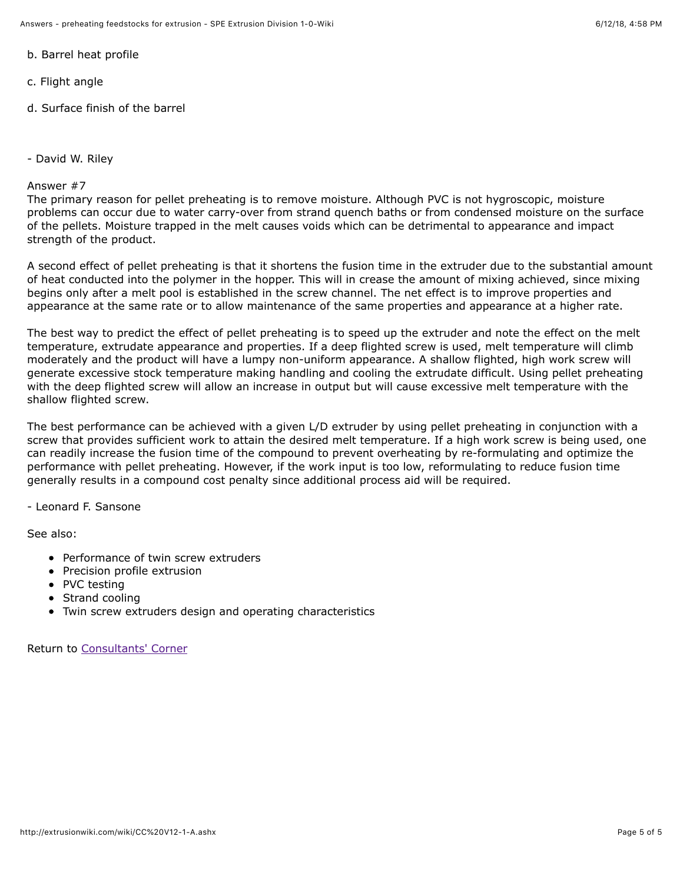b. Barrel heat profile

c. Flight angle

d. Surface finish of the barrel

- David W. Riley

Answer #7
The primary reason for pellet preheating is to remove moisture. Although PVC is not hygroscopic, moisture problems can occur due to water carry-over from strand quench baths or from condensed moisture on the surface of the pellets. Moisture trapped in the melt causes voids which can be detrimental to appearance and impact strength of the product.

A second effect of pellet preheating is that it shortens the fusion time in the extruder due to the substantial amount of heat conducted into the polymer in the hopper. This will in crease the amount of mixing achieved, since mixing begins only after a melt pool is established in the screw channel. The net effect is to improve properties and appearance at the same rate or to allow maintenance of the same properties and appearance at a higher rate.

The best way to predict the effect of pellet preheating is to speed up the extruder and note the effect on the melt temperature, extrudate appearance and properties. If a deep flighted screw is used, melt temperature will climb moderately and the product will have a lumpy non-uniform appearance. A shallow flighted, high work screw will generate excessive stock temperature making handling and cooling the extrudate difficult. Using pellet preheating with the deep flighted screw will allow an increase in output but will cause excessive melt temperature with the shallow flighted screw.

The best performance can be achieved with a given L/D extruder by using pellet preheating in conjunction with a screw that provides sufficient work to attain the desired melt temperature. If a high work screw is being used, one can readily increase the fusion time of the compound to prevent overheating by re-formulating and optimize the performance with pellet preheating. However, if the work input is too low, reformulating to reduce fusion time generally results in a compound cost penalty since additional process aid will be required.

- Leonard F. Sansone

See also:

- Performance of twin screw extruders
- Precision profile extrusion
- PVC testing
- Strand cooling
- Twin screw extruders design and operating characteristics

Return to Consultants' Corner